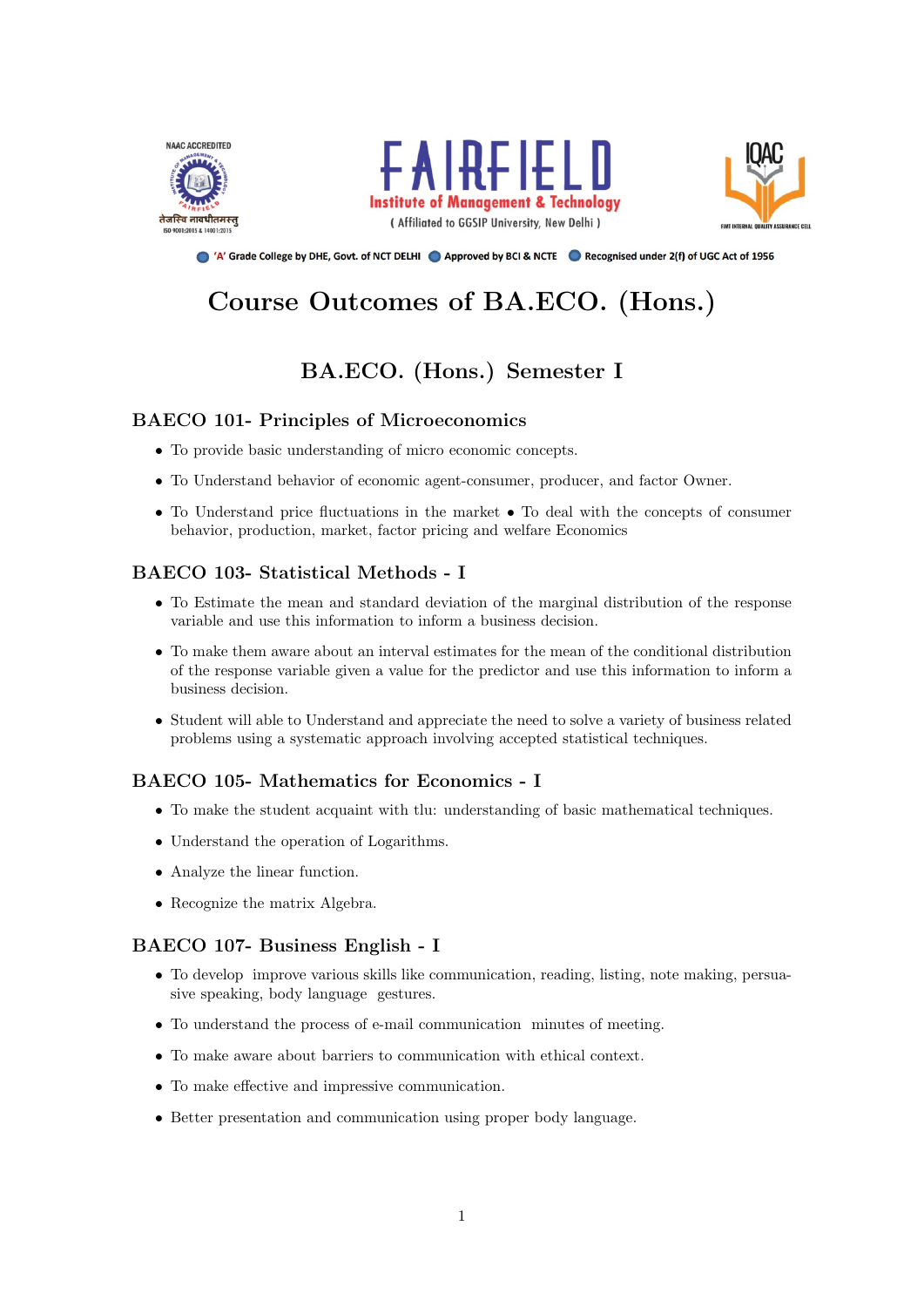FAIRFIELD
Institute of Management & Technology
( Affiliated to GGSIP University, New Delhi )

'A' Grade College by DHE, Govt. of NCT DELHI · Approved by BCI & NCTE · Recognised under 2(f) of UGC Act of 1956

# Course Outcomes of BA.ECO. (Hons.)

## BA.ECO. (Hons.) Semester I

### BAECO 101- Principles of Microeconomics

- To provide basic understanding of micro economic concepts.
- To Understand behavior of economic agent-consumer, producer, and factor Owner.
- To Understand price fluctuations in the market • To deal with the concepts of consumer behavior, production, market, factor pricing and welfare Economics

### BAECO 103- Statistical Methods - I

- To Estimate the mean and standard deviation of the marginal distribution of the response variable and use this information to inform a business decision.
- To make them aware about an interval estimates for the mean of the conditional distribution of the response variable given a value for the predictor and use this information to inform a business decision.
- Student will able to Understand and appreciate the need to solve a variety of business related problems using a systematic approach involving accepted statistical techniques.

### BAECO 105- Mathematics for Economics - I

- To make the student acquaint with tlu: understanding of basic mathematical techniques.
- Understand the operation of Logarithms.
- Analyze the linear function.
- Recognize the matrix Algebra.

### BAECO 107- Business English - I

- To develop improve various skills like communication, reading, listing, note making, persuasive speaking, body language gestures.
- To understand the process of e-mail communication minutes of meeting.
- To make aware about barriers to communication with ethical context.
- To make effective and impressive communication.
- Better presentation and communication using proper body language.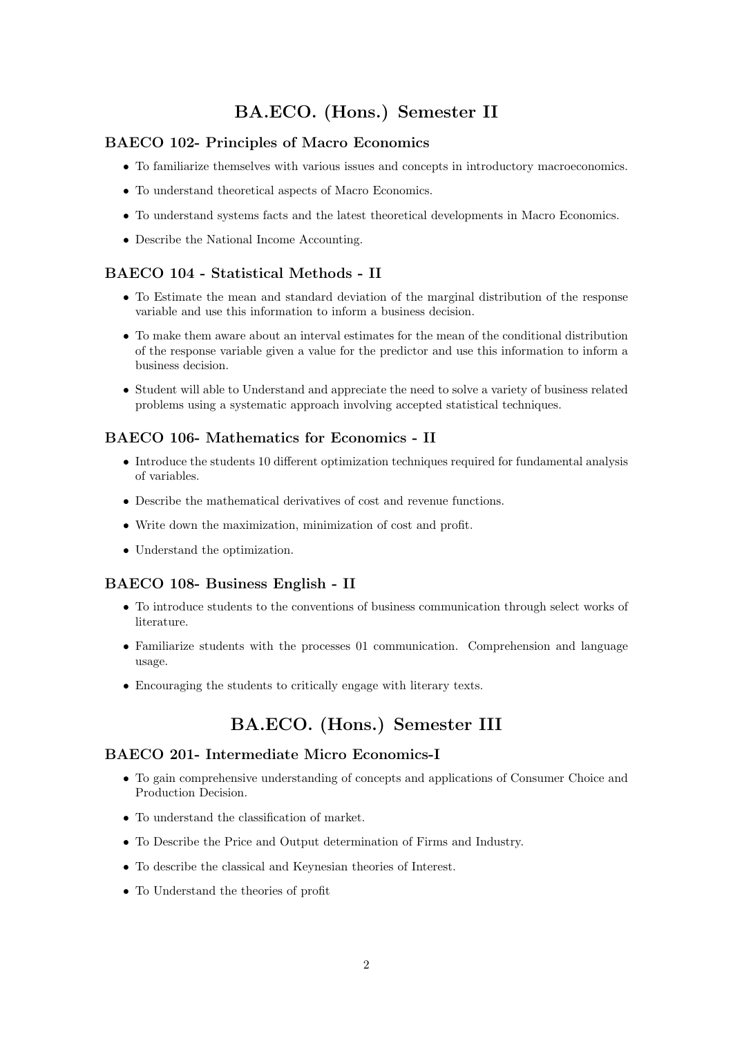## BA.ECO. (Hons.) Semester II

### BAECO 102- Principles of Macro Economics

- To familiarize themselves with various issues and concepts in introductory macroeconomics.
- To understand theoretical aspects of Macro Economics.
- To understand systems facts and the latest theoretical developments in Macro Economics.
- Describe the National Income Accounting.

### BAECO 104 - Statistical Methods - II

- To Estimate the mean and standard deviation of the marginal distribution of the response variable and use this information to inform a business decision.
- To make them aware about an interval estimates for the mean of the conditional distribution of the response variable given a value for the predictor and use this information to inform a business decision.
- Student will able to Understand and appreciate the need to solve a variety of business related problems using a systematic approach involving accepted statistical techniques.

### BAECO 106- Mathematics for Economics - II

- Introduce the students 10 different optimization techniques required for fundamental analysis of variables.
- Describe the mathematical derivatives of cost and revenue functions.
- Write down the maximization, minimization of cost and profit.
- Understand the optimization.

### BAECO 108- Business English - II

- To introduce students to the conventions of business communication through select works of literature.
- Familiarize students with the processes 01 communication. Comprehension and language usage.
- Encouraging the students to critically engage with literary texts.

## BA.ECO. (Hons.) Semester III

### BAECO 201- Intermediate Micro Economics-I

- To gain comprehensive understanding of concepts and applications of Consumer Choice and Production Decision.
- To understand the classification of market.
- To Describe the Price and Output determination of Firms and Industry.
- To describe the classical and Keynesian theories of Interest.
- To Understand the theories of profit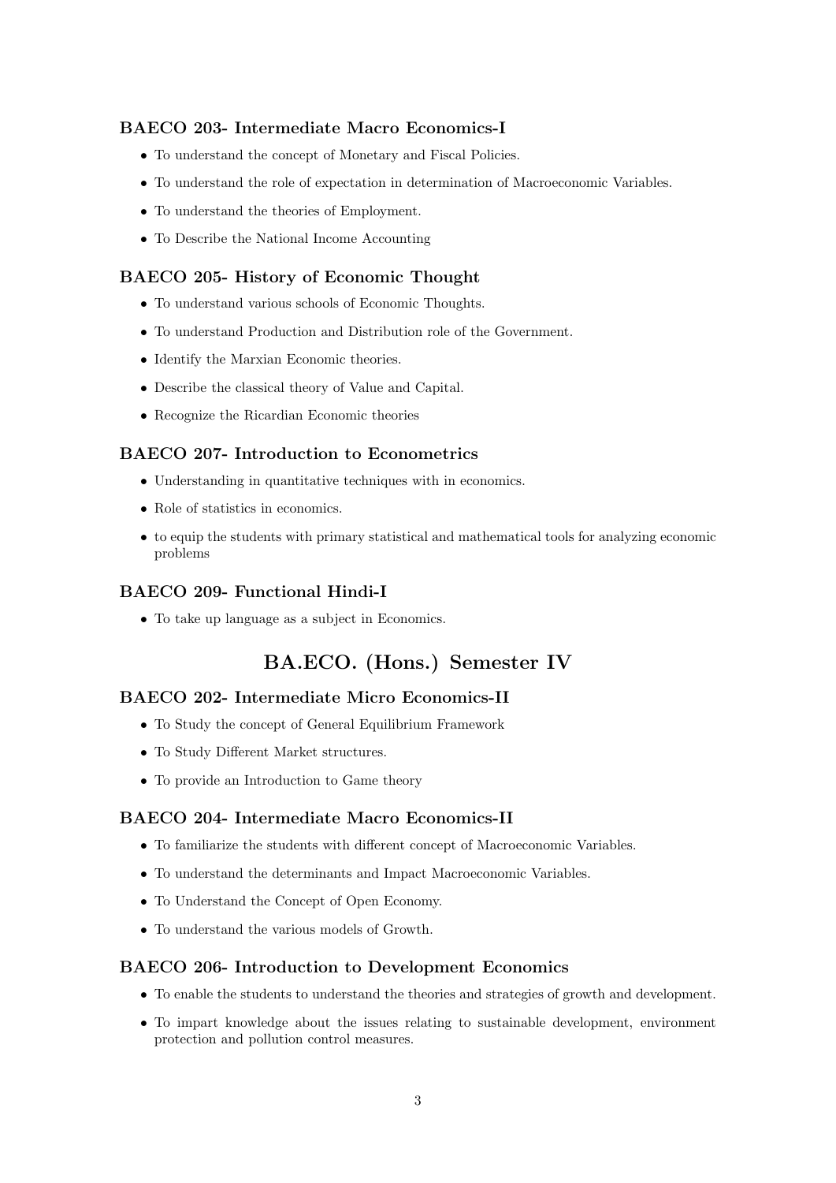### BAECO 203- Intermediate Macro Economics-I

- To understand the concept of Monetary and Fiscal Policies.
- To understand the role of expectation in determination of Macroeconomic Variables.
- To understand the theories of Employment.
- To Describe the National Income Accounting

### BAECO 205- History of Economic Thought

- To understand various schools of Economic Thoughts.
- To understand Production and Distribution role of the Government.
- Identify the Marxian Economic theories.
- Describe the classical theory of Value and Capital.
- Recognize the Ricardian Economic theories

### BAECO 207- Introduction to Econometrics

- Understanding in quantitative techniques with in economics.
- Role of statistics in economics.
- to equip the students with primary statistical and mathematical tools for analyzing economic problems

### BAECO 209- Functional Hindi-I

- To take up language as a subject in Economics.

## BA.ECO. (Hons.) Semester IV

### BAECO 202- Intermediate Micro Economics-II

- To Study the concept of General Equilibrium Framework
- To Study Different Market structures.
- To provide an Introduction to Game theory

### BAECO 204- Intermediate Macro Economics-II

- To familiarize the students with different concept of Macroeconomic Variables.
- To understand the determinants and Impact Macroeconomic Variables.
- To Understand the Concept of Open Economy.
- To understand the various models of Growth.

### BAECO 206- Introduction to Development Economics

- To enable the students to understand the theories and strategies of growth and development.
- To impart knowledge about the issues relating to sustainable development, environment protection and pollution control measures.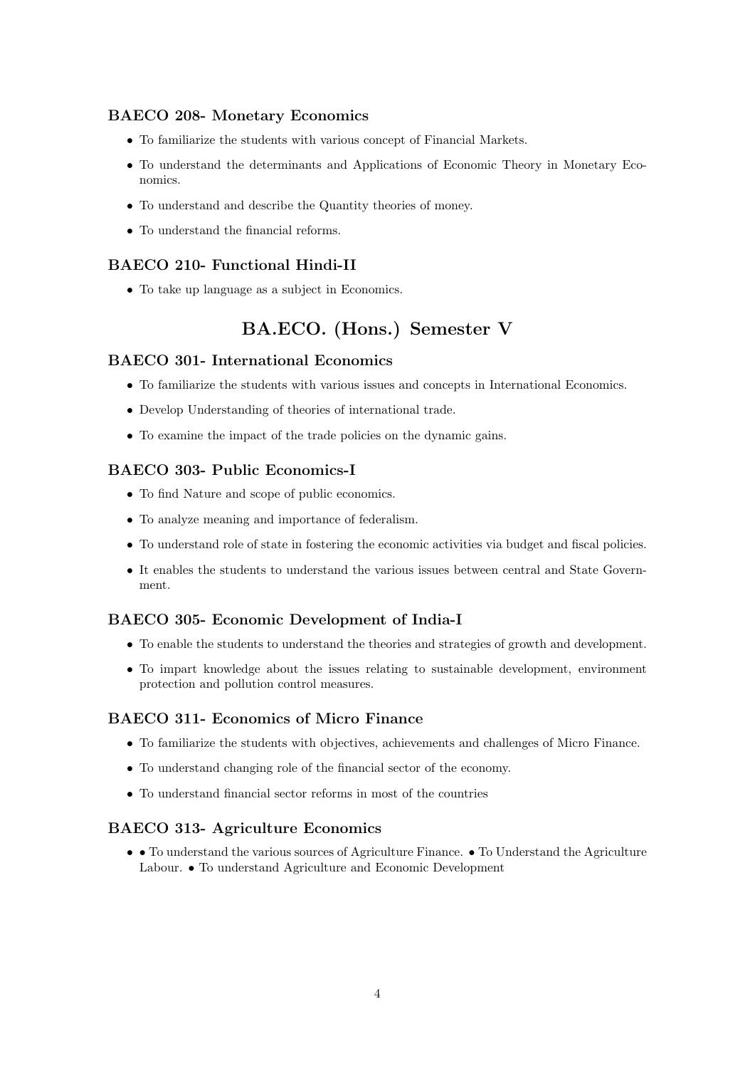### BAECO 208- Monetary Economics

- To familiarize the students with various concept of Financial Markets.
- To understand the determinants and Applications of Economic Theory in Monetary Economics.
- To understand and describe the Quantity theories of money.
- To understand the financial reforms.

### BAECO 210- Functional Hindi-II

- To take up language as a subject in Economics.

## BA.ECO. (Hons.) Semester V

### BAECO 301- International Economics

- To familiarize the students with various issues and concepts in International Economics.
- Develop Understanding of theories of international trade.
- To examine the impact of the trade policies on the dynamic gains.

### BAECO 303- Public Economics-I

- To find Nature and scope of public economics.
- To analyze meaning and importance of federalism.
- To understand role of state in fostering the economic activities via budget and fiscal policies.
- It enables the students to understand the various issues between central and State Government.

### BAECO 305- Economic Development of India-I

- To enable the students to understand the theories and strategies of growth and development.
- To impart knowledge about the issues relating to sustainable development, environment protection and pollution control measures.

### BAECO 311- Economics of Micro Finance

- To familiarize the students with objectives, achievements and challenges of Micro Finance.
- To understand changing role of the financial sector of the economy.
- To understand financial sector reforms in most of the countries

### BAECO 313- Agriculture Economics

- • To understand the various sources of Agriculture Finance. • To Understand the Agriculture Labour. • To understand Agriculture and Economic Development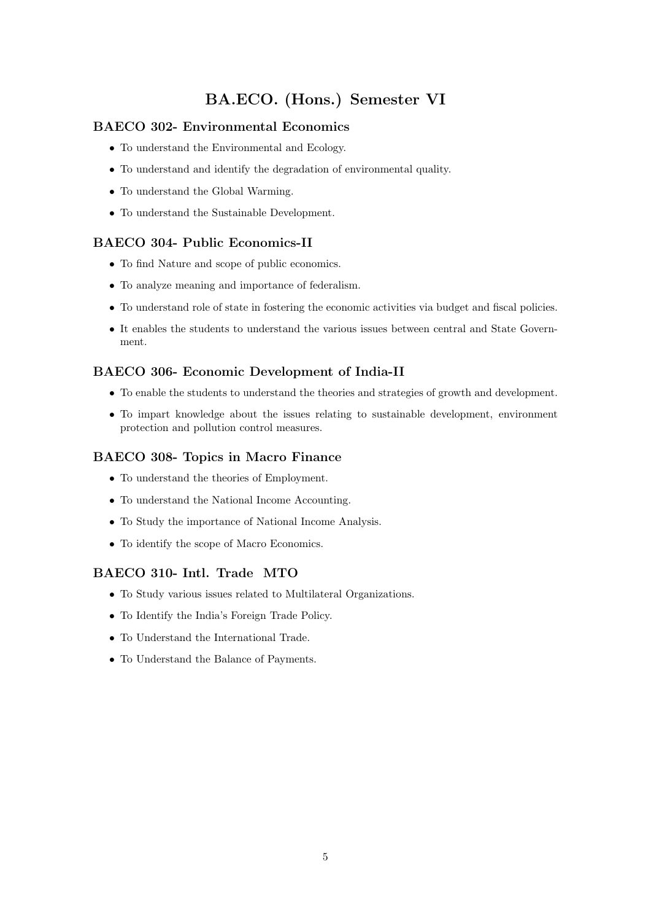# BA.ECO. (Hons.) Semester VI

### BAECO 302- Environmental Economics

- To understand the Environmental and Ecology.
- To understand and identify the degradation of environmental quality.
- To understand the Global Warming.
- To understand the Sustainable Development.

### BAECO 304- Public Economics-II

- To find Nature and scope of public economics.
- To analyze meaning and importance of federalism.
- To understand role of state in fostering the economic activities via budget and fiscal policies.
- It enables the students to understand the various issues between central and State Government.

### BAECO 306- Economic Development of India-II

- To enable the students to understand the theories and strategies of growth and development.
- To impart knowledge about the issues relating to sustainable development, environment protection and pollution control measures.

### BAECO 308- Topics in Macro Finance

- To understand the theories of Employment.
- To understand the National Income Accounting.
- To Study the importance of National Income Analysis.
- To identify the scope of Macro Economics.

### BAECO 310- Intl. Trade MTO

- To Study various issues related to Multilateral Organizations.
- To Identify the India's Foreign Trade Policy.
- To Understand the International Trade.
- To Understand the Balance of Payments.